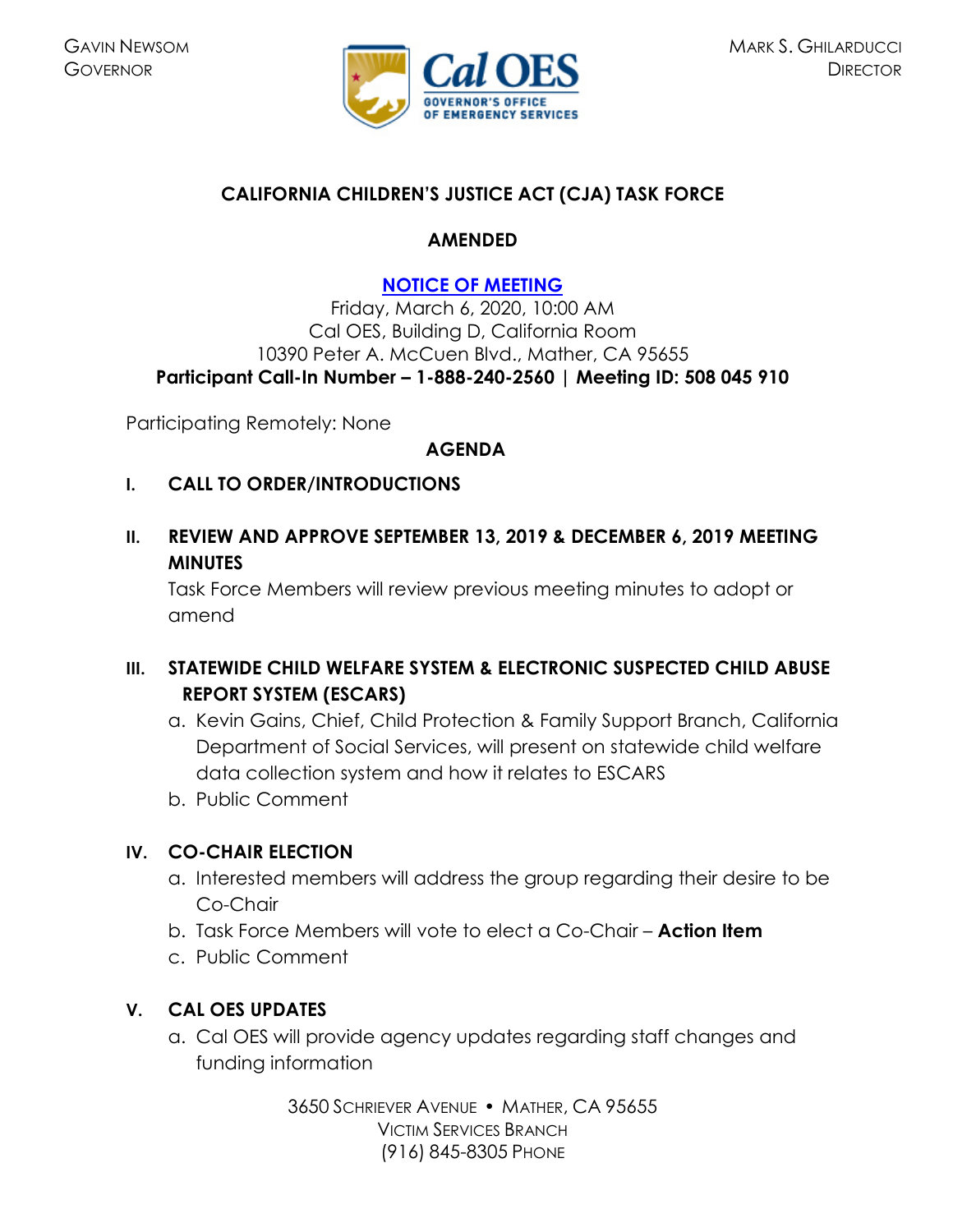GAVIN NEWSOM
GOVERNOR

MARK S. GHILARDUCCI
DIRECTOR

# CALIFORNIA CHILDREN'S JUSTICE ACT (CJA) TASK FORCE

## AMENDED

## NOTICE OF MEETING

Friday, March 6, 2020, 10:00 AM
Cal OES, Building D, California Room
10390 Peter A. McCuen Blvd., Mather, CA 95655
**Participant Call-In Number – 1-888-240-2560 | Meeting ID: 508 045 910**

Participating Remotely: None

## AGENDA

### I. CALL TO ORDER/INTRODUCTIONS

### II. REVIEW AND APPROVE SEPTEMBER 13, 2019 & DECEMBER 6, 2019 MEETING MINUTES

Task Force Members will review previous meeting minutes to adopt or amend

### III. STATEWIDE CHILD WELFARE SYSTEM & ELECTRONIC SUSPECTED CHILD ABUSE REPORT SYSTEM (ESCARS)

a. Kevin Gains, Chief, Child Protection & Family Support Branch, California Department of Social Services, will present on statewide child welfare data collection system and how it relates to ESCARS
b. Public Comment

### IV. CO-CHAIR ELECTION

a. Interested members will address the group regarding their desire to be Co-Chair
b. Task Force Members will vote to elect a Co-Chair – **Action Item**
c. Public Comment

### V. CAL OES UPDATES

a. Cal OES will provide agency updates regarding staff changes and funding information

3650 SCHRIEVER AVENUE • MATHER, CA 95655
VICTIM SERVICES BRANCH
(916) 845-8305 PHONE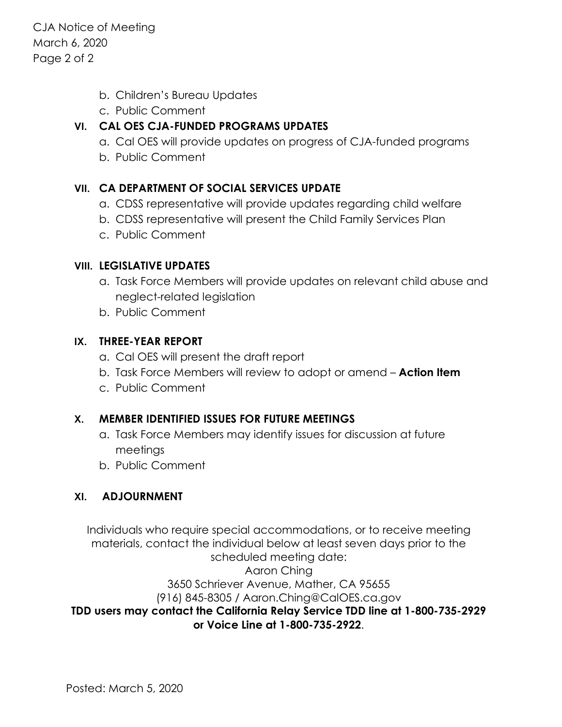b. Children's Bureau Updates
c. Public Comment

**VI. CAL OES CJA-FUNDED PROGRAMS UPDATES**

a. Cal OES will provide updates on progress of CJA-funded programs
b. Public Comment

**VII. CA DEPARTMENT OF SOCIAL SERVICES UPDATE**

a. CDSS representative will provide updates regarding child welfare
b. CDSS representative will present the Child Family Services Plan
c. Public Comment

**VIII. LEGISLATIVE UPDATES**

a. Task Force Members will provide updates on relevant child abuse and neglect-related legislation
b. Public Comment

**IX. THREE-YEAR REPORT**

a. Cal OES will present the draft report
b. Task Force Members will review to adopt or amend – **Action Item**
c. Public Comment

**X. MEMBER IDENTIFIED ISSUES FOR FUTURE MEETINGS**

a. Task Force Members may identify issues for discussion at future meetings
b. Public Comment

**XI. ADJOURNMENT**

Individuals who require special accommodations, or to receive meeting materials, contact the individual below at least seven days prior to the scheduled meeting date:
Aaron Ching
3650 Schriever Avenue, Mather, CA 95655
(916) 845-8305 / Aaron.Ching@CalOES.ca.gov
**TDD users may contact the California Relay Service TDD line at 1-800-735-2929 or Voice Line at 1-800-735-2922**.

Posted: March 5, 2020